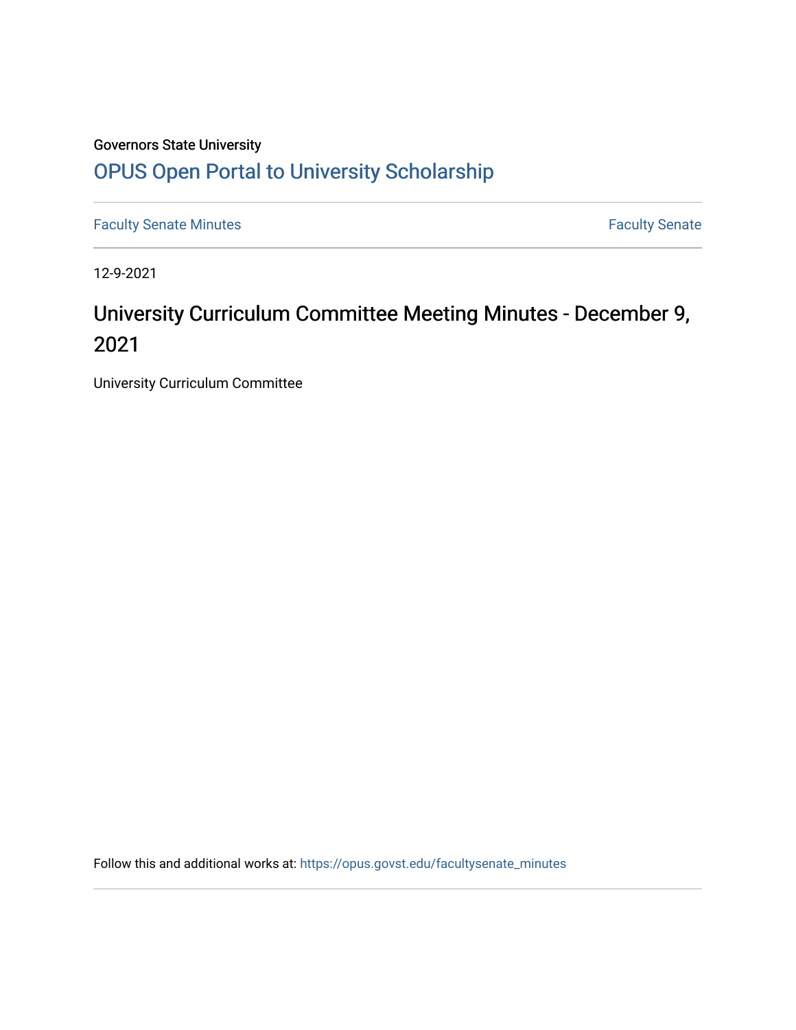Governors State University

[OPUS Open Portal to University Scholarship](https://opus.govst.edu/)

---

Faculty Senate Minutes | Faculty Senate

---

12-9-2021

# University Curriculum Committee Meeting Minutes - December 9, 2021

University Curriculum Committee

Follow this and additional works at: https://opus.govst.edu/facultysenate_minutes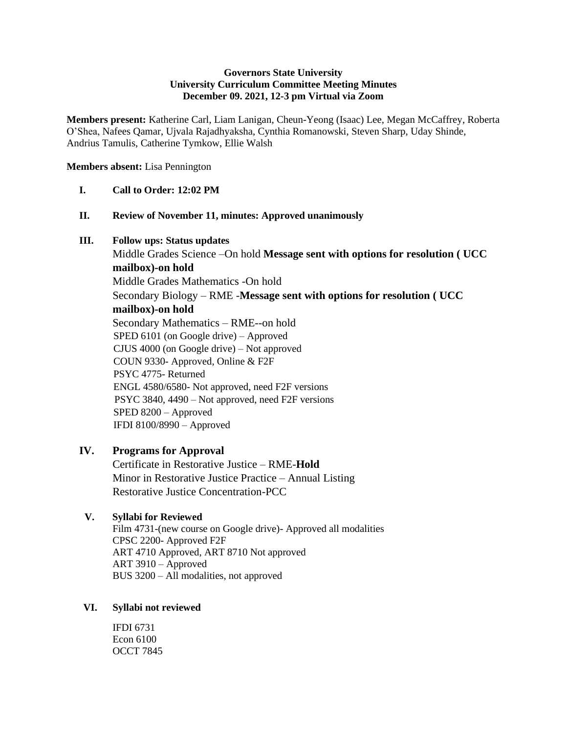**Governors State University**
**University Curriculum Committee Meeting Minutes**
**December 09. 2021, 12-3 pm Virtual via Zoom**

**Members present:** Katherine Carl, Liam Lanigan, Cheun-Yeong (Isaac) Lee, Megan McCaffrey, Roberta O'Shea, Nafees Qamar, Ujvala Rajadhyaksha, Cynthia Romanowski, Steven Sharp, Uday Shinde, Andrius Tamulis, Catherine Tymkow, Ellie Walsh

**Members absent:** Lisa Pennington

**I. Call to Order: 12:02 PM**

**II. Review of November 11, minutes: Approved unanimously**

**III. Follow ups: Status updates**

Middle Grades Science –On hold **Message sent with options for resolution ( UCC mailbox)-on hold**
Middle Grades Mathematics -On hold
Secondary Biology – RME -**Message sent with options for resolution ( UCC mailbox)-on hold**
Secondary Mathematics – RME--on hold
SPED 6101 (on Google drive) – Approved
CJUS 4000 (on Google drive) – Not approved
COUN 9330- Approved, Online & F2F
PSYC 4775- Returned
ENGL 4580/6580- Not approved, need F2F versions
PSYC 3840, 4490 – Not approved, need F2F versions
SPED 8200 – Approved
IFDI 8100/8990 – Approved

**IV. Programs for Approval**

Certificate in Restorative Justice – RME-**Hold**
Minor in Restorative Justice Practice – Annual Listing
Restorative Justice Concentration-PCC

**V. Syllabi for Reviewed**

Film 4731-(new course on Google drive)- Approved all modalities
CPSC 2200- Approved F2F
ART 4710 Approved, ART 8710 Not approved
ART 3910 – Approved
BUS 3200 – All modalities, not approved

**VI. Syllabi not reviewed**

IFDI 6731
Econ 6100
OCCT 7845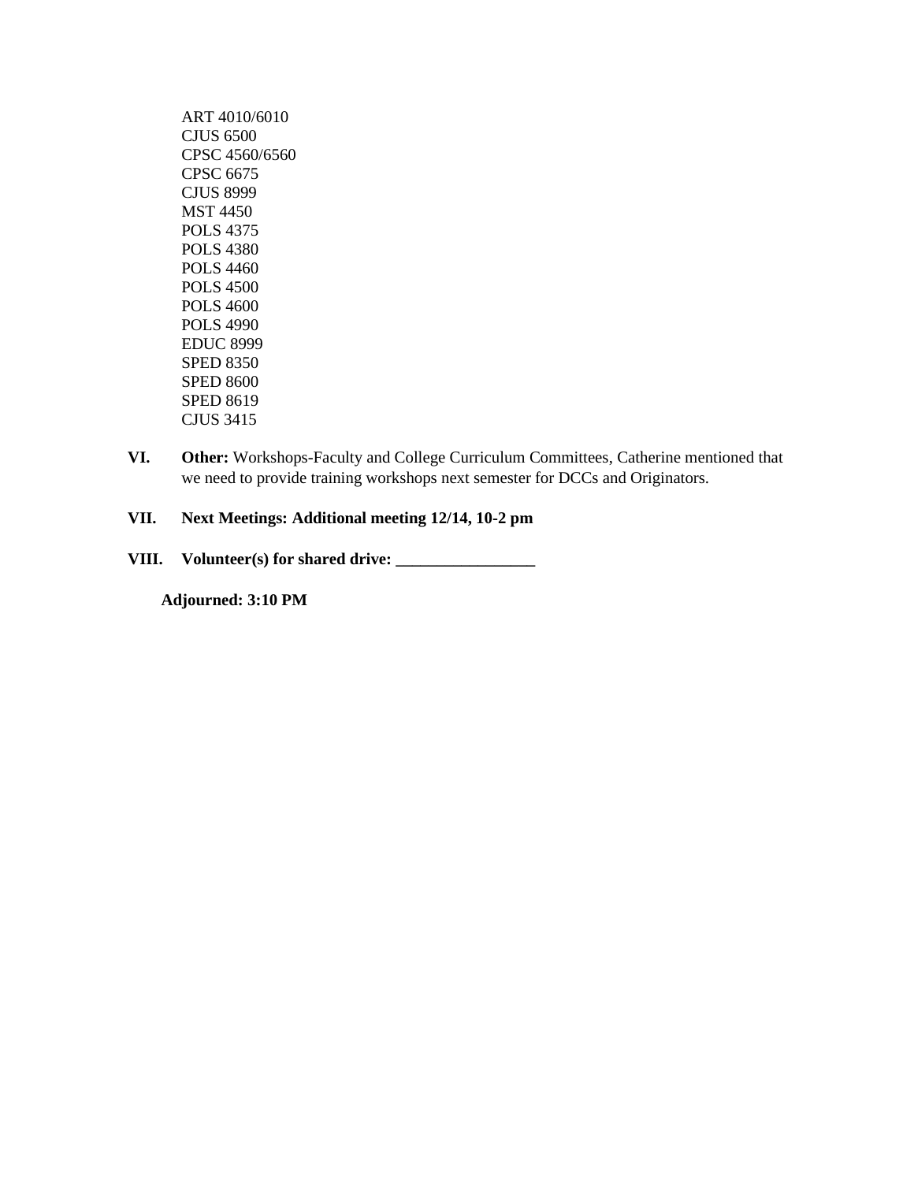ART 4010/6010
CJUS 6500
CPSC 4560/6560
CPSC 6675
CJUS 8999
MST 4450
POLS 4375
POLS 4380
POLS 4460
POLS 4500
POLS 4600
POLS 4990
EDUC 8999
SPED 8350
SPED 8600
SPED 8619
CJUS 3415

**VI. Other:** Workshops-Faculty and College Curriculum Committees, Catherine mentioned that we need to provide training workshops next semester for DCCs and Originators.

**VII. Next Meetings: Additional meeting 12/14, 10-2 pm**

**VIII. Volunteer(s) for shared drive: _________________**

**Adjourned: 3:10 PM**